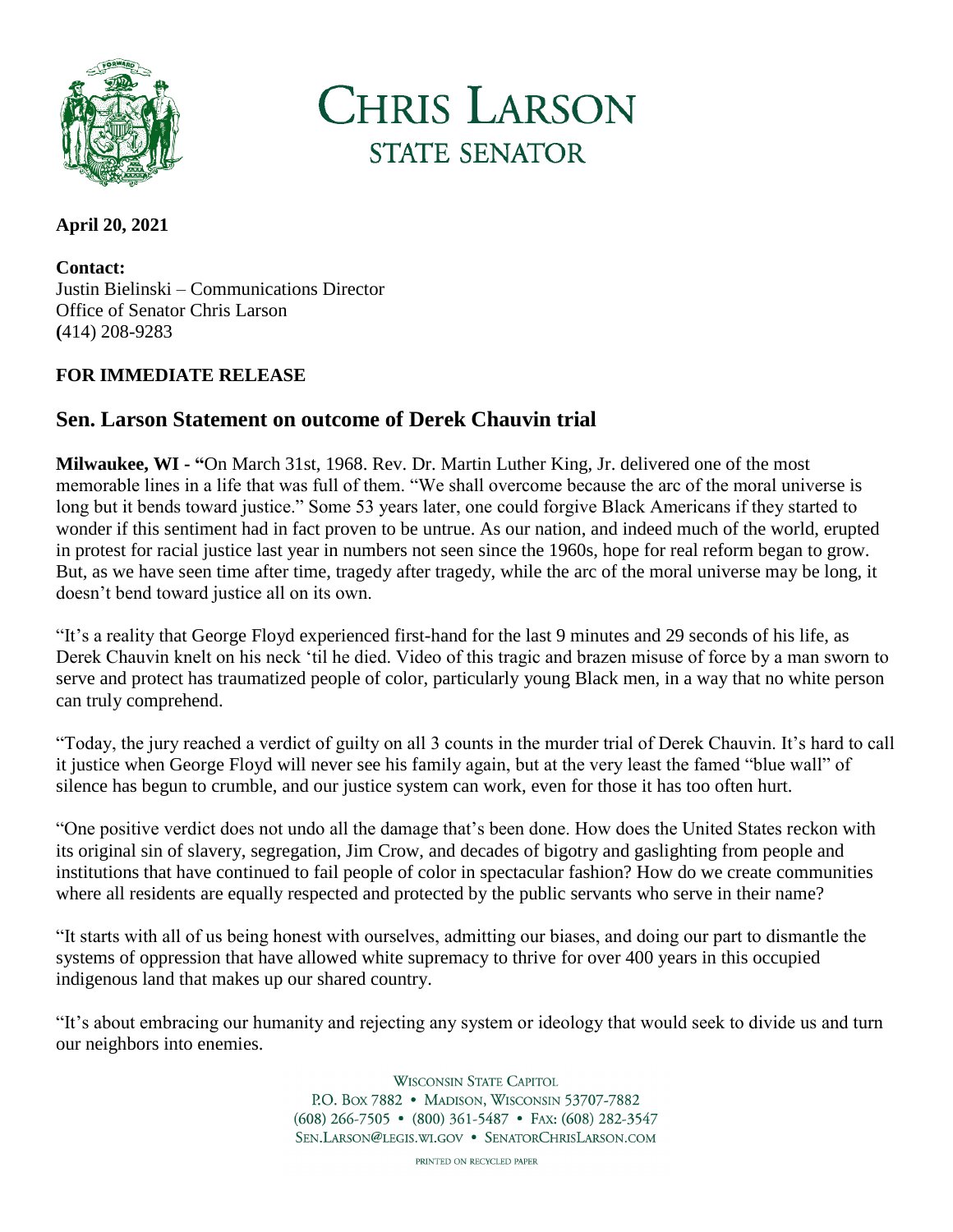# CHRIS LARSON
## STATE SENATOR

**April 20, 2021**

**Contact:**
Justin Bielinski – Communications Director
Office of Senator Chris Larson
**(**414) 208-9283

**FOR IMMEDIATE RELEASE**

## Sen. Larson Statement on outcome of Derek Chauvin trial

**Milwaukee, WI - "**On March 31st, 1968. Rev. Dr. Martin Luther King, Jr. delivered one of the most memorable lines in a life that was full of them. "We shall overcome because the arc of the moral universe is long but it bends toward justice." Some 53 years later, one could forgive Black Americans if they started to wonder if this sentiment had in fact proven to be untrue. As our nation, and indeed much of the world, erupted in protest for racial justice last year in numbers not seen since the 1960s, hope for real reform began to grow. But, as we have seen time after time, tragedy after tragedy, while the arc of the moral universe may be long, it doesn't bend toward justice all on its own.

"It's a reality that George Floyd experienced first-hand for the last 9 minutes and 29 seconds of his life, as Derek Chauvin knelt on his neck 'til he died. Video of this tragic and brazen misuse of force by a man sworn to serve and protect has traumatized people of color, particularly young Black men, in a way that no white person can truly comprehend.

"Today, the jury reached a verdict of guilty on all 3 counts in the murder trial of Derek Chauvin. It's hard to call it justice when George Floyd will never see his family again, but at the very least the famed "blue wall" of silence has begun to crumble, and our justice system can work, even for those it has too often hurt.

"One positive verdict does not undo all the damage that's been done. How does the United States reckon with its original sin of slavery, segregation, Jim Crow, and decades of bigotry and gaslighting from people and institutions that have continued to fail people of color in spectacular fashion? How do we create communities where all residents are equally respected and protected by the public servants who serve in their name?

"It starts with all of us being honest with ourselves, admitting our biases, and doing our part to dismantle the systems of oppression that have allowed white supremacy to thrive for over 400 years in this occupied indigenous land that makes up our shared country.

"It's about embracing our humanity and rejecting any system or ideology that would seek to divide us and turn our neighbors into enemies.

WISCONSIN STATE CAPITOL
P.O. BOX 7882 • MADISON, WISCONSIN 53707-7882
(608) 266-7505 • (800) 361-5487 • FAX: (608) 282-3547
SEN.LARSON@LEGIS.WI.GOV • SENATORCHRISLARSON.COM

PRINTED ON RECYCLED PAPER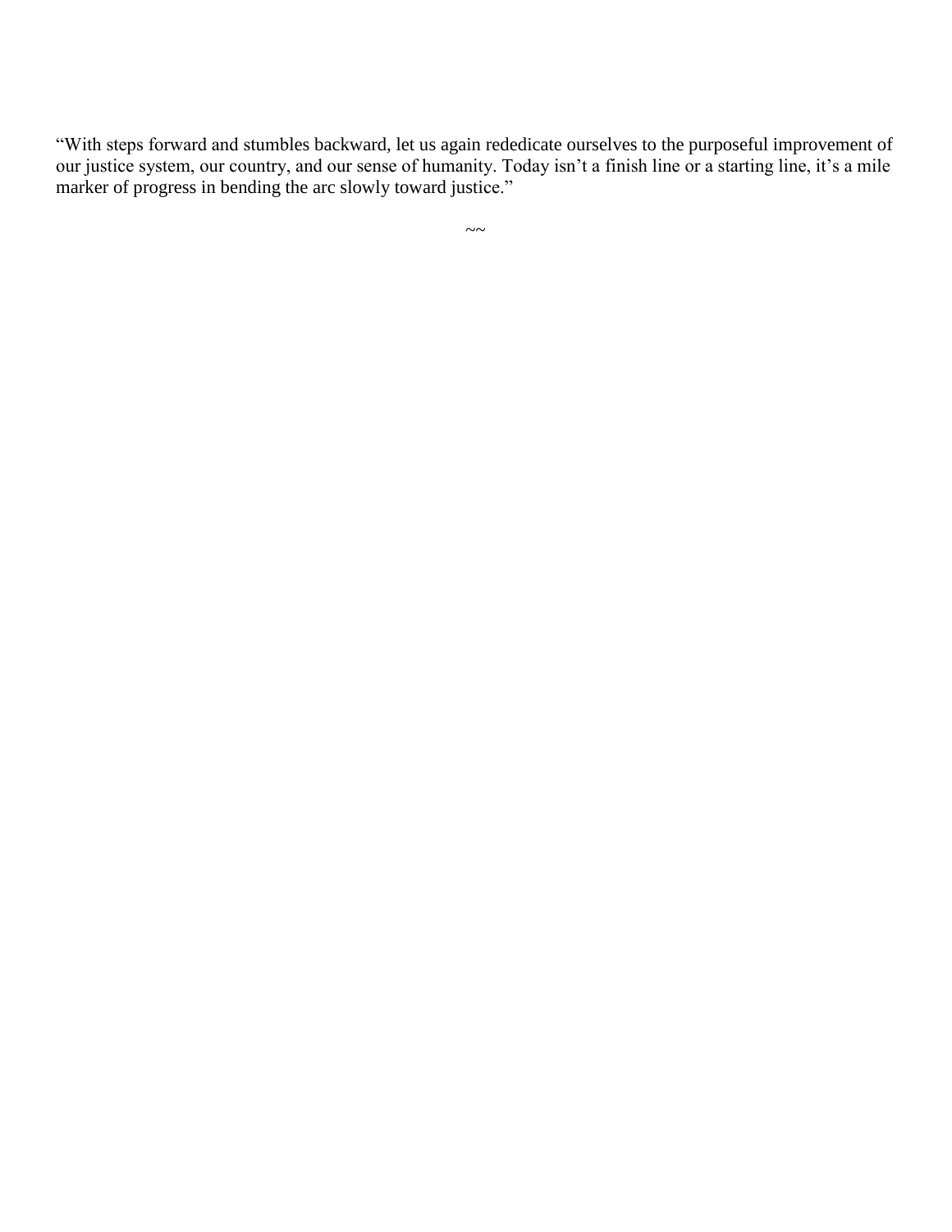“With steps forward and stumbles backward, let us again rededicate ourselves to the purposeful improvement of our justice system, our country, and our sense of humanity. Today isn’t a finish line or a starting line, it’s a mile marker of progress in bending the arc slowly toward justice.”

~~